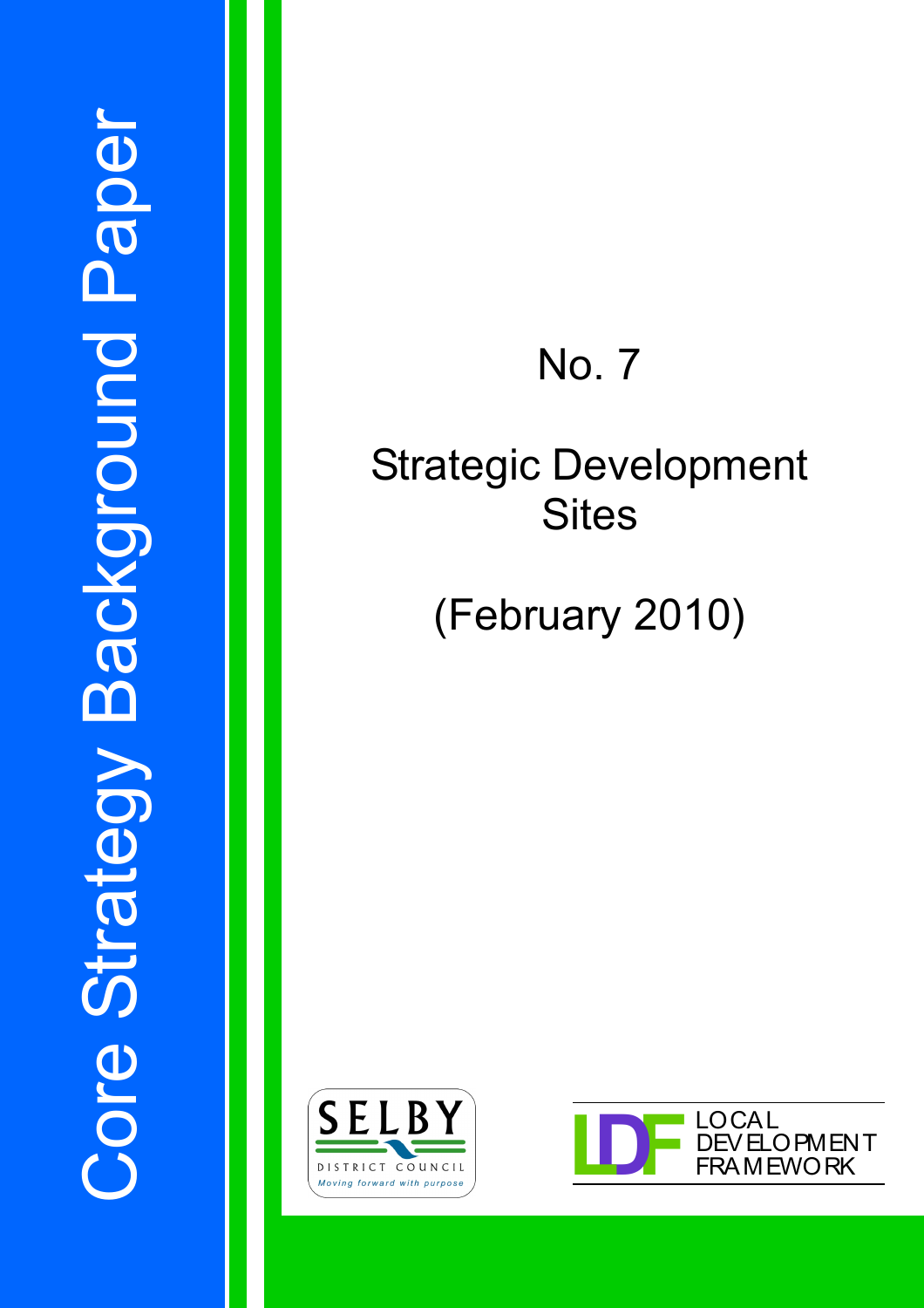# Core Strategy Background Paper

No. 7

## Strategic Development Sites

(February 2010)

SELBY DISTRICT COUNCIL

*Moving forward with purpose*

LDF LOCAL DEVELOPMENT FRAMEWORK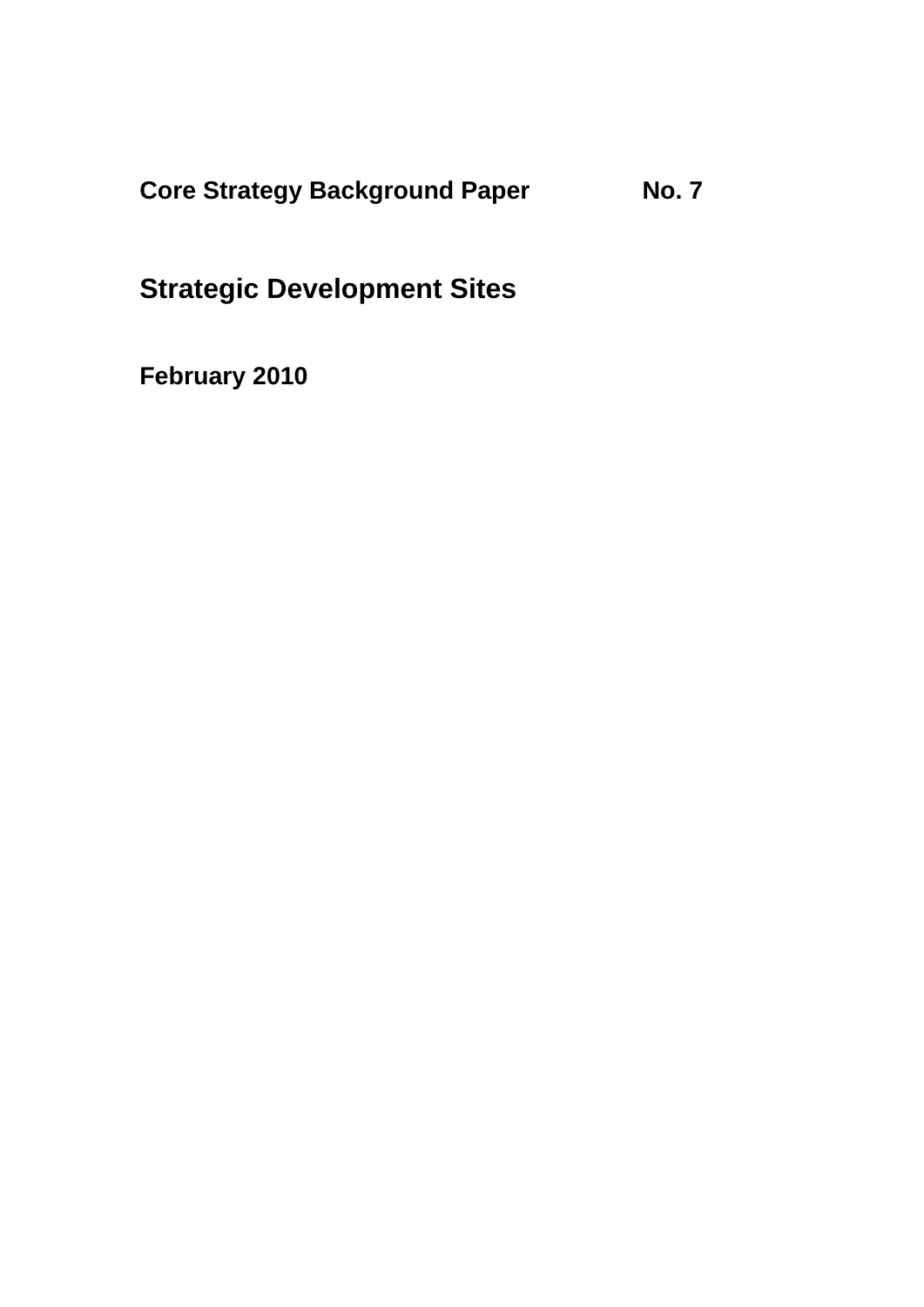**Core Strategy Background Paper No. 7**

# Strategic Development Sites

**February 2010**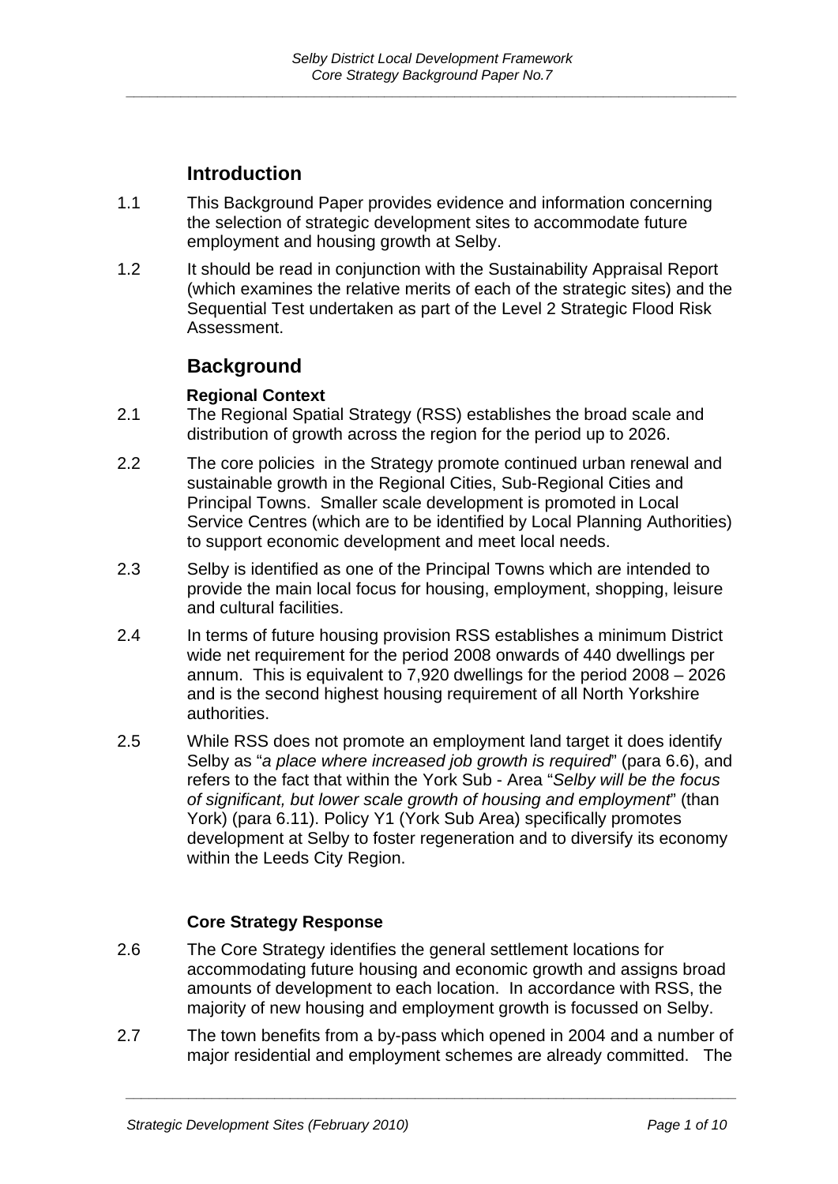## Introduction

1.1 This Background Paper provides evidence and information concerning the selection of strategic development sites to accommodate future employment and housing growth at Selby.

1.2 It should be read in conjunction with the Sustainability Appraisal Report (which examines the relative merits of each of the strategic sites) and the Sequential Test undertaken as part of the Level 2 Strategic Flood Risk Assessment.

## Background

### Regional Context

2.1 The Regional Spatial Strategy (RSS) establishes the broad scale and distribution of growth across the region for the period up to 2026.

2.2 The core policies in the Strategy promote continued urban renewal and sustainable growth in the Regional Cities, Sub-Regional Cities and Principal Towns. Smaller scale development is promoted in Local Service Centres (which are to be identified by Local Planning Authorities) to support economic development and meet local needs.

2.3 Selby is identified as one of the Principal Towns which are intended to provide the main local focus for housing, employment, shopping, leisure and cultural facilities.

2.4 In terms of future housing provision RSS establishes a minimum District wide net requirement for the period 2008 onwards of 440 dwellings per annum. This is equivalent to 7,920 dwellings for the period 2008 – 2026 and is the second highest housing requirement of all North Yorkshire authorities.

2.5 While RSS does not promote an employment land target it does identify Selby as "*a place where increased job growth is required*" (para 6.6), and refers to the fact that within the York Sub - Area "*Selby will be the focus of significant, but lower scale growth of housing and employment*" (than York) (para 6.11). Policy Y1 (York Sub Area) specifically promotes development at Selby to foster regeneration and to diversify its economy within the Leeds City Region.

### Core Strategy Response

2.6 The Core Strategy identifies the general settlement locations for accommodating future housing and economic growth and assigns broad amounts of development to each location. In accordance with RSS, the majority of new housing and employment growth is focussed on Selby.

2.7 The town benefits from a by-pass which opened in 2004 and a number of major residential and employment schemes are already committed. The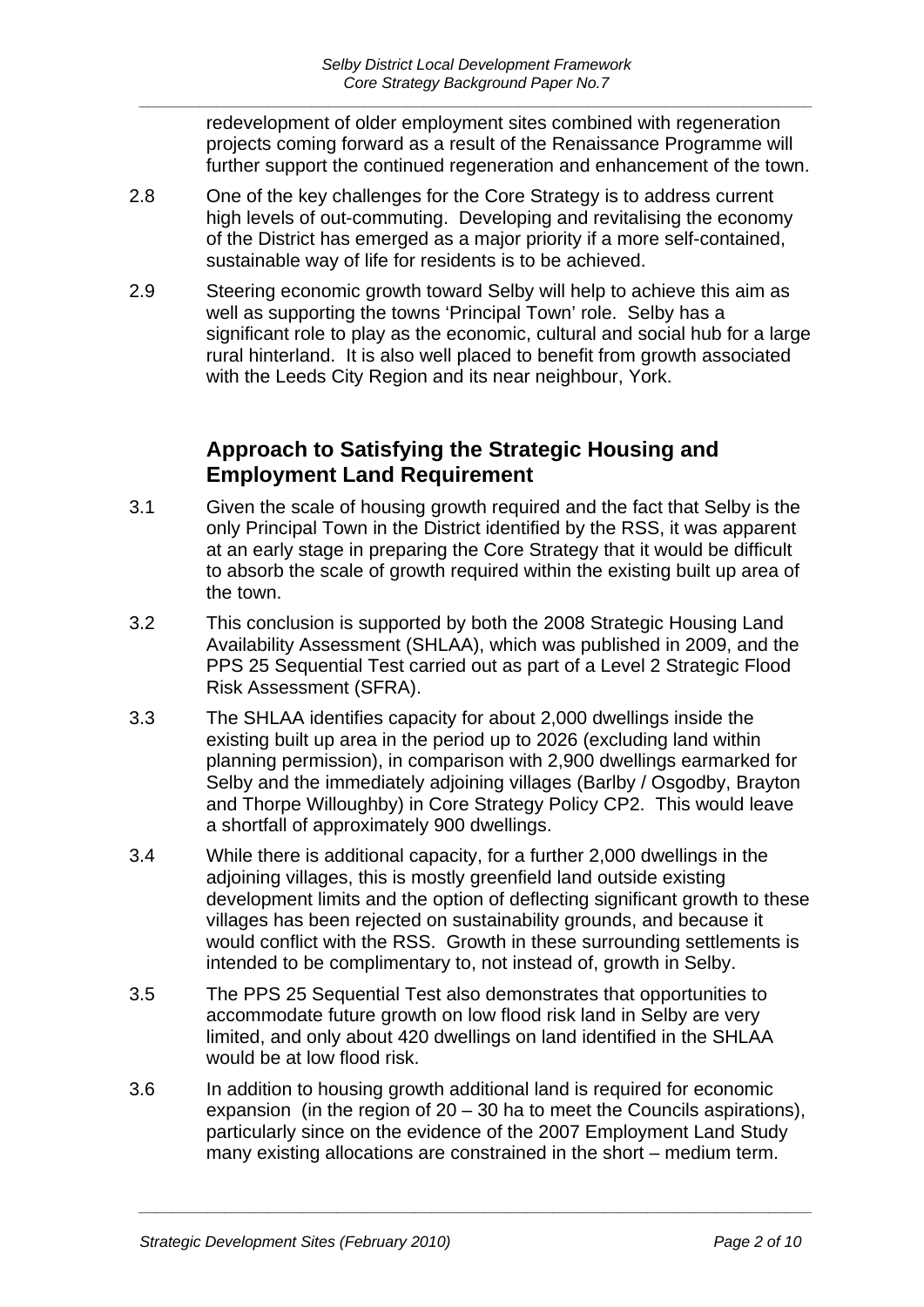redevelopment of older employment sites combined with regeneration projects coming forward as a result of the Renaissance Programme will further support the continued regeneration and enhancement of the town.

2.8 One of the key challenges for the Core Strategy is to address current high levels of out-commuting. Developing and revitalising the economy of the District has emerged as a major priority if a more self-contained, sustainable way of life for residents is to be achieved.

2.9 Steering economic growth toward Selby will help to achieve this aim as well as supporting the towns 'Principal Town' role. Selby has a significant role to play as the economic, cultural and social hub for a large rural hinterland. It is also well placed to benefit from growth associated with the Leeds City Region and its near neighbour, York.

## Approach to Satisfying the Strategic Housing and Employment Land Requirement

3.1 Given the scale of housing growth required and the fact that Selby is the only Principal Town in the District identified by the RSS, it was apparent at an early stage in preparing the Core Strategy that it would be difficult to absorb the scale of growth required within the existing built up area of the town.

3.2 This conclusion is supported by both the 2008 Strategic Housing Land Availability Assessment (SHLAA), which was published in 2009, and the PPS 25 Sequential Test carried out as part of a Level 2 Strategic Flood Risk Assessment (SFRA).

3.3 The SHLAA identifies capacity for about 2,000 dwellings inside the existing built up area in the period up to 2026 (excluding land within planning permission), in comparison with 2,900 dwellings earmarked for Selby and the immediately adjoining villages (Barlby / Osgodby, Brayton and Thorpe Willoughby) in Core Strategy Policy CP2. This would leave a shortfall of approximately 900 dwellings.

3.4 While there is additional capacity, for a further 2,000 dwellings in the adjoining villages, this is mostly greenfield land outside existing development limits and the option of deflecting significant growth to these villages has been rejected on sustainability grounds, and because it would conflict with the RSS. Growth in these surrounding settlements is intended to be complimentary to, not instead of, growth in Selby.

3.5 The PPS 25 Sequential Test also demonstrates that opportunities to accommodate future growth on low flood risk land in Selby are very limited, and only about 420 dwellings on land identified in the SHLAA would be at low flood risk.

3.6 In addition to housing growth additional land is required for economic expansion (in the region of 20 – 30 ha to meet the Councils aspirations), particularly since on the evidence of the 2007 Employment Land Study many existing allocations are constrained in the short – medium term.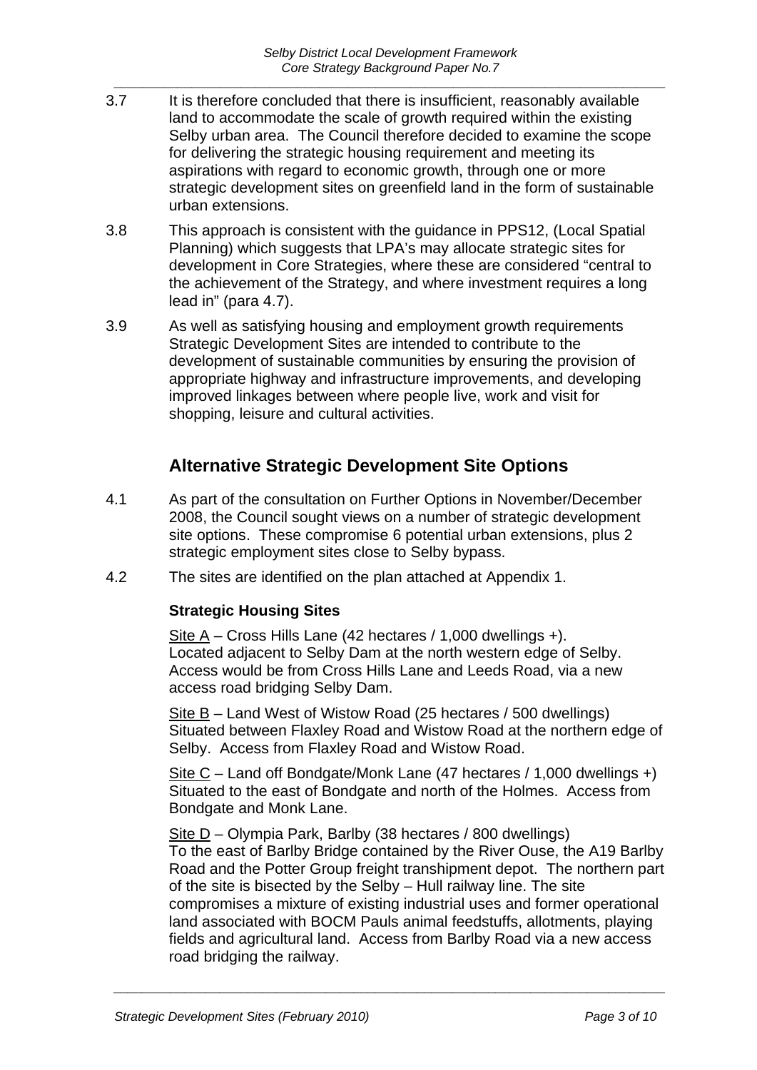3.7 It is therefore concluded that there is insufficient, reasonably available land to accommodate the scale of growth required within the existing Selby urban area. The Council therefore decided to examine the scope for delivering the strategic housing requirement and meeting its aspirations with regard to economic growth, through one or more strategic development sites on greenfield land in the form of sustainable urban extensions.

3.8 This approach is consistent with the guidance in PPS12, (Local Spatial Planning) which suggests that LPA's may allocate strategic sites for development in Core Strategies, where these are considered "central to the achievement of the Strategy, and where investment requires a long lead in" (para 4.7).

3.9 As well as satisfying housing and employment growth requirements Strategic Development Sites are intended to contribute to the development of sustainable communities by ensuring the provision of appropriate highway and infrastructure improvements, and developing improved linkages between where people live, work and visit for shopping, leisure and cultural activities.

## Alternative Strategic Development Site Options

4.1 As part of the consultation on Further Options in November/December 2008, the Council sought views on a number of strategic development site options. These compromise 6 potential urban extensions, plus 2 strategic employment sites close to Selby bypass.

4.2 The sites are identified on the plan attached at Appendix 1.

### Strategic Housing Sites

Site A – Cross Hills Lane (42 hectares / 1,000 dwellings +). Located adjacent to Selby Dam at the north western edge of Selby. Access would be from Cross Hills Lane and Leeds Road, via a new access road bridging Selby Dam.

Site B – Land West of Wistow Road (25 hectares / 500 dwellings) Situated between Flaxley Road and Wistow Road at the northern edge of Selby. Access from Flaxley Road and Wistow Road.

Site C – Land off Bondgate/Monk Lane (47 hectares / 1,000 dwellings +) Situated to the east of Bondgate and north of the Holmes. Access from Bondgate and Monk Lane.

Site D – Olympia Park, Barlby (38 hectares / 800 dwellings) To the east of Barlby Bridge contained by the River Ouse, the A19 Barlby Road and the Potter Group freight transhipment depot. The northern part of the site is bisected by the Selby – Hull railway line. The site compromises a mixture of existing industrial uses and former operational land associated with BOCM Pauls animal feedstuffs, allotments, playing fields and agricultural land. Access from Barlby Road via a new access road bridging the railway.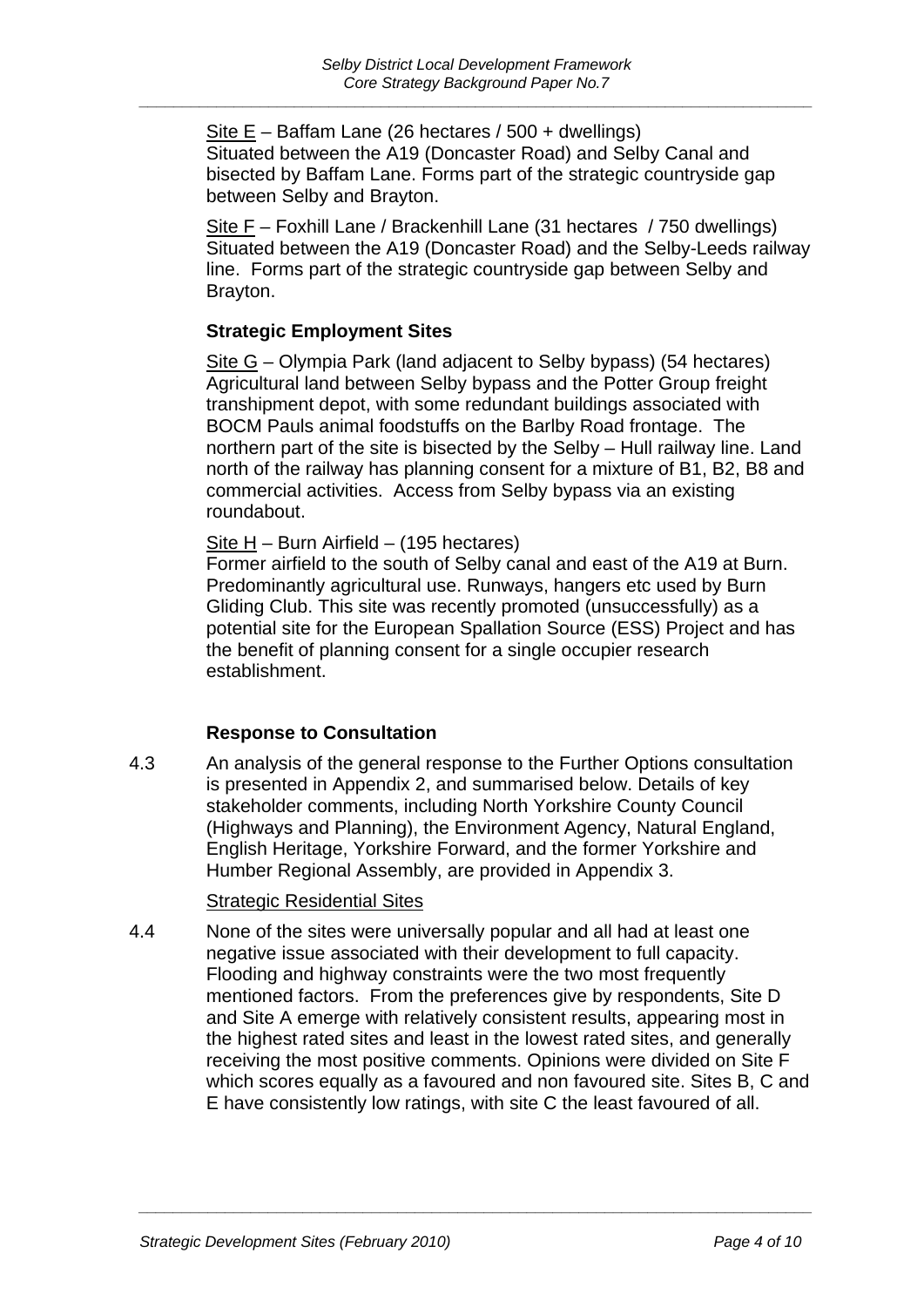Site E – Baffam Lane (26 hectares / 500 + dwellings)
Situated between the A19 (Doncaster Road) and Selby Canal and bisected by Baffam Lane. Forms part of the strategic countryside gap between Selby and Brayton.

Site F – Foxhill Lane / Brackenhill Lane (31 hectares / 750 dwellings)
Situated between the A19 (Doncaster Road) and the Selby-Leeds railway line. Forms part of the strategic countryside gap between Selby and Brayton.

**Strategic Employment Sites**

Site G – Olympia Park (land adjacent to Selby bypass) (54 hectares)
Agricultural land between Selby bypass and the Potter Group freight transhipment depot, with some redundant buildings associated with BOCM Pauls animal foodstuffs on the Barlby Road frontage. The northern part of the site is bisected by the Selby – Hull railway line. Land north of the railway has planning consent for a mixture of B1, B2, B8 and commercial activities. Access from Selby bypass via an existing roundabout.

Site H – Burn Airfield – (195 hectares)
Former airfield to the south of Selby canal and east of the A19 at Burn. Predominantly agricultural use. Runways, hangers etc used by Burn Gliding Club. This site was recently promoted (unsuccessfully) as a potential site for the European Spallation Source (ESS) Project and has the benefit of planning consent for a single occupier research establishment.

**Response to Consultation**

4.3 An analysis of the general response to the Further Options consultation is presented in Appendix 2, and summarised below. Details of key stakeholder comments, including North Yorkshire County Council (Highways and Planning), the Environment Agency, Natural England, English Heritage, Yorkshire Forward, and the former Yorkshire and Humber Regional Assembly, are provided in Appendix 3.

Strategic Residential Sites

4.4 None of the sites were universally popular and all had at least one negative issue associated with their development to full capacity. Flooding and highway constraints were the two most frequently mentioned factors. From the preferences give by respondents, Site D and Site A emerge with relatively consistent results, appearing most in the highest rated sites and least in the lowest rated sites, and generally receiving the most positive comments. Opinions were divided on Site F which scores equally as a favoured and non favoured site. Sites B, C and E have consistently low ratings, with site C the least favoured of all.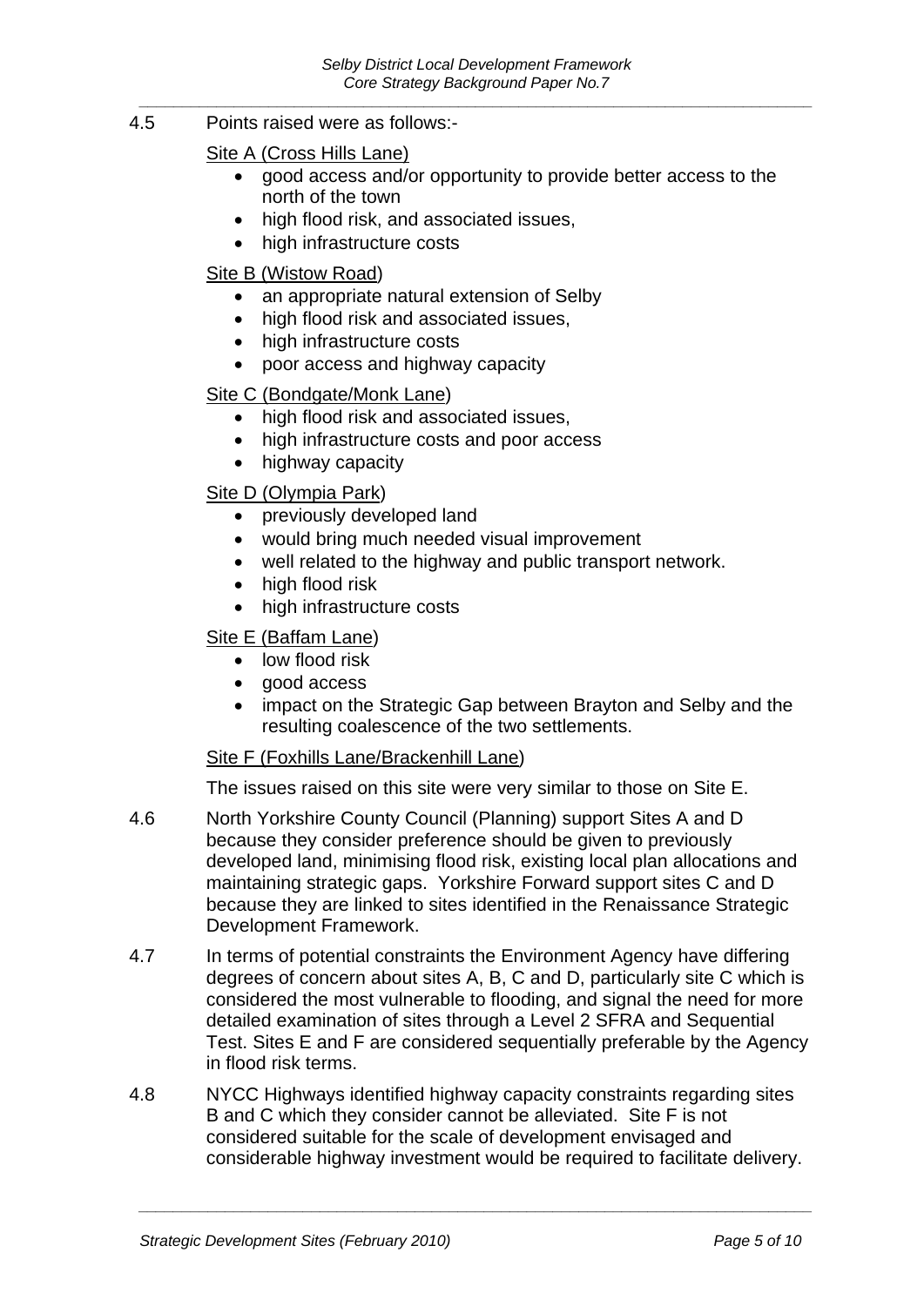4.5 Points raised were as follows:-

<u>Site A (Cross Hills Lane)</u>

- good access and/or opportunity to provide better access to the north of the town
- high flood risk, and associated issues,
- high infrastructure costs

<u>Site B (Wistow Road)</u>

- an appropriate natural extension of Selby
- high flood risk and associated issues,
- high infrastructure costs
- poor access and highway capacity

<u>Site C (Bondgate/Monk Lane)</u>

- high flood risk and associated issues,
- high infrastructure costs and poor access
- highway capacity

<u>Site D (Olympia Park)</u>

- previously developed land
- would bring much needed visual improvement
- well related to the highway and public transport network.
- high flood risk
- high infrastructure costs

<u>Site E (Baffam Lane)</u>

- low flood risk
- good access
- impact on the Strategic Gap between Brayton and Selby and the resulting coalescence of the two settlements.

<u>Site F (Foxhills Lane/Brackenhill Lane)</u>

The issues raised on this site were very similar to those on Site E.

4.6 North Yorkshire County Council (Planning) support Sites A and D because they consider preference should be given to previously developed land, minimising flood risk, existing local plan allocations and maintaining strategic gaps. Yorkshire Forward support sites C and D because they are linked to sites identified in the Renaissance Strategic Development Framework.

4.7 In terms of potential constraints the Environment Agency have differing degrees of concern about sites A, B, C and D, particularly site C which is considered the most vulnerable to flooding, and signal the need for more detailed examination of sites through a Level 2 SFRA and Sequential Test. Sites E and F are considered sequentially preferable by the Agency in flood risk terms.

4.8 NYCC Highways identified highway capacity constraints regarding sites B and C which they consider cannot be alleviated. Site F is not considered suitable for the scale of development envisaged and considerable highway investment would be required to facilitate delivery.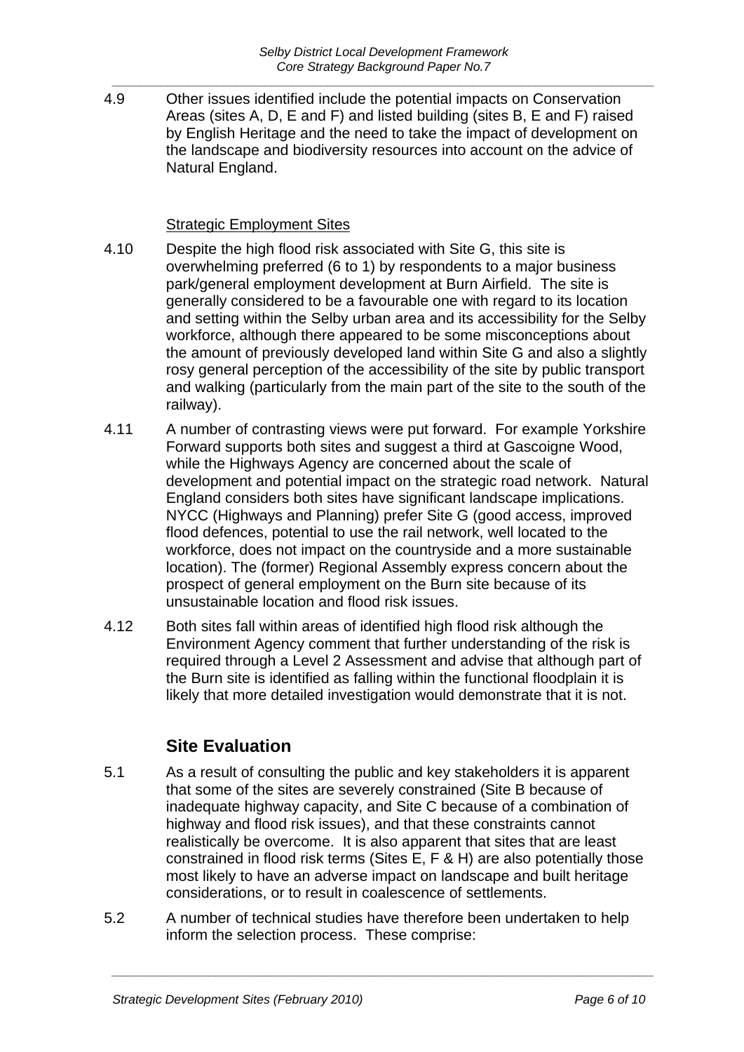4.9 Other issues identified include the potential impacts on Conservation Areas (sites A, D, E and F) and listed building (sites B, E and F) raised by English Heritage and the need to take the impact of development on the landscape and biodiversity resources into account on the advice of Natural England.

Strategic Employment Sites

4.10 Despite the high flood risk associated with Site G, this site is overwhelming preferred (6 to 1) by respondents to a major business park/general employment development at Burn Airfield. The site is generally considered to be a favourable one with regard to its location and setting within the Selby urban area and its accessibility for the Selby workforce, although there appeared to be some misconceptions about the amount of previously developed land within Site G and also a slightly rosy general perception of the accessibility of the site by public transport and walking (particularly from the main part of the site to the south of the railway).

4.11 A number of contrasting views were put forward. For example Yorkshire Forward supports both sites and suggest a third at Gascoigne Wood, while the Highways Agency are concerned about the scale of development and potential impact on the strategic road network. Natural England considers both sites have significant landscape implications. NYCC (Highways and Planning) prefer Site G (good access, improved flood defences, potential to use the rail network, well located to the workforce, does not impact on the countryside and a more sustainable location). The (former) Regional Assembly express concern about the prospect of general employment on the Burn site because of its unsustainable location and flood risk issues.

4.12 Both sites fall within areas of identified high flood risk although the Environment Agency comment that further understanding of the risk is required through a Level 2 Assessment and advise that although part of the Burn site is identified as falling within the functional floodplain it is likely that more detailed investigation would demonstrate that it is not.

## Site Evaluation

5.1 As a result of consulting the public and key stakeholders it is apparent that some of the sites are severely constrained (Site B because of inadequate highway capacity, and Site C because of a combination of highway and flood risk issues), and that these constraints cannot realistically be overcome. It is also apparent that sites that are least constrained in flood risk terms (Sites E, F & H) are also potentially those most likely to have an adverse impact on landscape and built heritage considerations, or to result in coalescence of settlements.

5.2 A number of technical studies have therefore been undertaken to help inform the selection process. These comprise: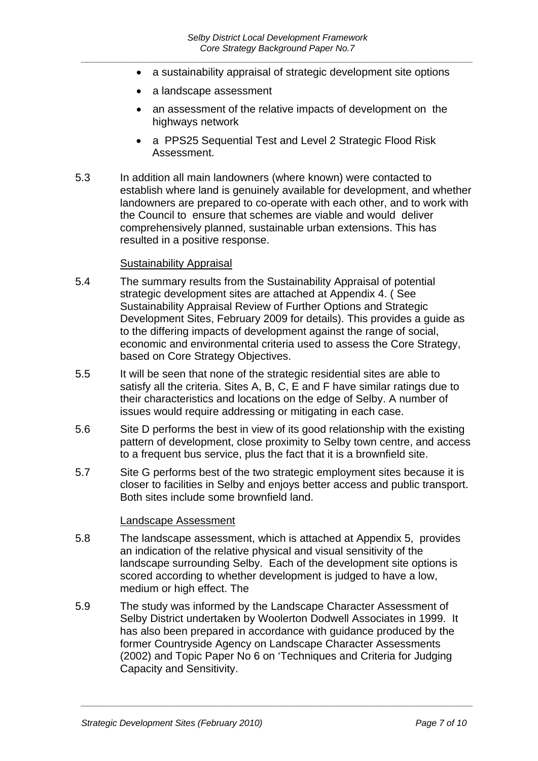- a sustainability appraisal of strategic development site options
- a landscape assessment
- an assessment of the relative impacts of development on the highways network
- a PPS25 Sequential Test and Level 2 Strategic Flood Risk Assessment.

5.3 In addition all main landowners (where known) were contacted to establish where land is genuinely available for development, and whether landowners are prepared to co-operate with each other, and to work with the Council to ensure that schemes are viable and would deliver comprehensively planned, sustainable urban extensions. This has resulted in a positive response.

Sustainability Appraisal

5.4 The summary results from the Sustainability Appraisal of potential strategic development sites are attached at Appendix 4. ( See Sustainability Appraisal Review of Further Options and Strategic Development Sites, February 2009 for details). This provides a guide as to the differing impacts of development against the range of social, economic and environmental criteria used to assess the Core Strategy, based on Core Strategy Objectives.

5.5 It will be seen that none of the strategic residential sites are able to satisfy all the criteria. Sites A, B, C, E and F have similar ratings due to their characteristics and locations on the edge of Selby. A number of issues would require addressing or mitigating in each case.

5.6 Site D performs the best in view of its good relationship with the existing pattern of development, close proximity to Selby town centre, and access to a frequent bus service, plus the fact that it is a brownfield site.

5.7 Site G performs best of the two strategic employment sites because it is closer to facilities in Selby and enjoys better access and public transport. Both sites include some brownfield land.

Landscape Assessment

5.8 The landscape assessment, which is attached at Appendix 5, provides an indication of the relative physical and visual sensitivity of the landscape surrounding Selby. Each of the development site options is scored according to whether development is judged to have a low, medium or high effect. The

5.9 The study was informed by the Landscape Character Assessment of Selby District undertaken by Woolerton Dodwell Associates in 1999. It has also been prepared in accordance with guidance produced by the former Countryside Agency on Landscape Character Assessments (2002) and Topic Paper No 6 on 'Techniques and Criteria for Judging Capacity and Sensitivity.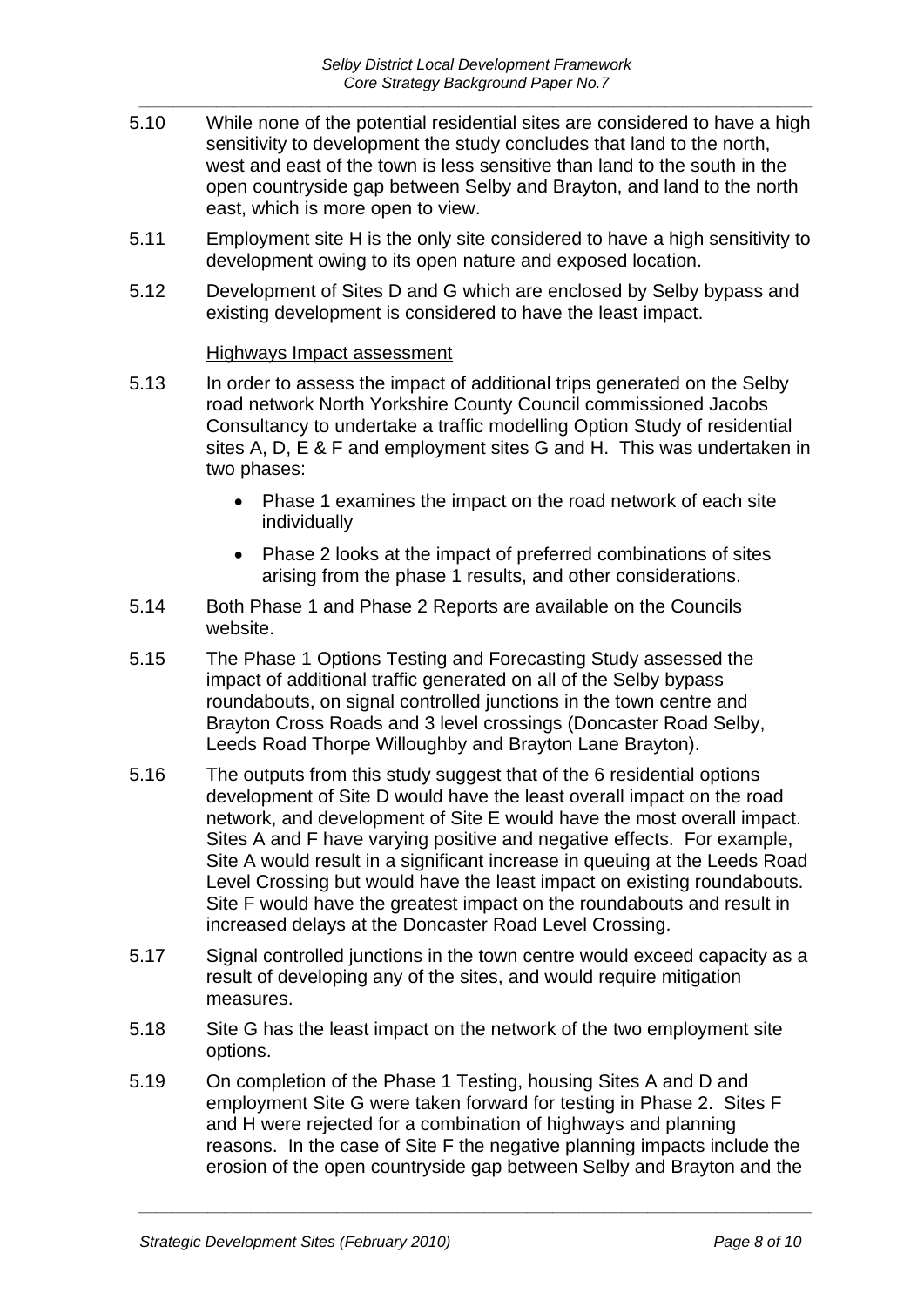5.10 While none of the potential residential sites are considered to have a high sensitivity to development the study concludes that land to the north, west and east of the town is less sensitive than land to the south in the open countryside gap between Selby and Brayton, and land to the north east, which is more open to view.

5.11 Employment site H is the only site considered to have a high sensitivity to development owing to its open nature and exposed location.

5.12 Development of Sites D and G which are enclosed by Selby bypass and existing development is considered to have the least impact.

Highways Impact assessment

5.13 In order to assess the impact of additional trips generated on the Selby road network North Yorkshire County Council commissioned Jacobs Consultancy to undertake a traffic modelling Option Study of residential sites A, D, E & F and employment sites G and H. This was undertaken in two phases:

- Phase 1 examines the impact on the road network of each site individually
- Phase 2 looks at the impact of preferred combinations of sites arising from the phase 1 results, and other considerations.

5.14 Both Phase 1 and Phase 2 Reports are available on the Councils website.

5.15 The Phase 1 Options Testing and Forecasting Study assessed the impact of additional traffic generated on all of the Selby bypass roundabouts, on signal controlled junctions in the town centre and Brayton Cross Roads and 3 level crossings (Doncaster Road Selby, Leeds Road Thorpe Willoughby and Brayton Lane Brayton).

5.16 The outputs from this study suggest that of the 6 residential options development of Site D would have the least overall impact on the road network, and development of Site E would have the most overall impact. Sites A and F have varying positive and negative effects. For example, Site A would result in a significant increase in queuing at the Leeds Road Level Crossing but would have the least impact on existing roundabouts. Site F would have the greatest impact on the roundabouts and result in increased delays at the Doncaster Road Level Crossing.

5.17 Signal controlled junctions in the town centre would exceed capacity as a result of developing any of the sites, and would require mitigation measures.

5.18 Site G has the least impact on the network of the two employment site options.

5.19 On completion of the Phase 1 Testing, housing Sites A and D and employment Site G were taken forward for testing in Phase 2. Sites F and H were rejected for a combination of highways and planning reasons. In the case of Site F the negative planning impacts include the erosion of the open countryside gap between Selby and Brayton and the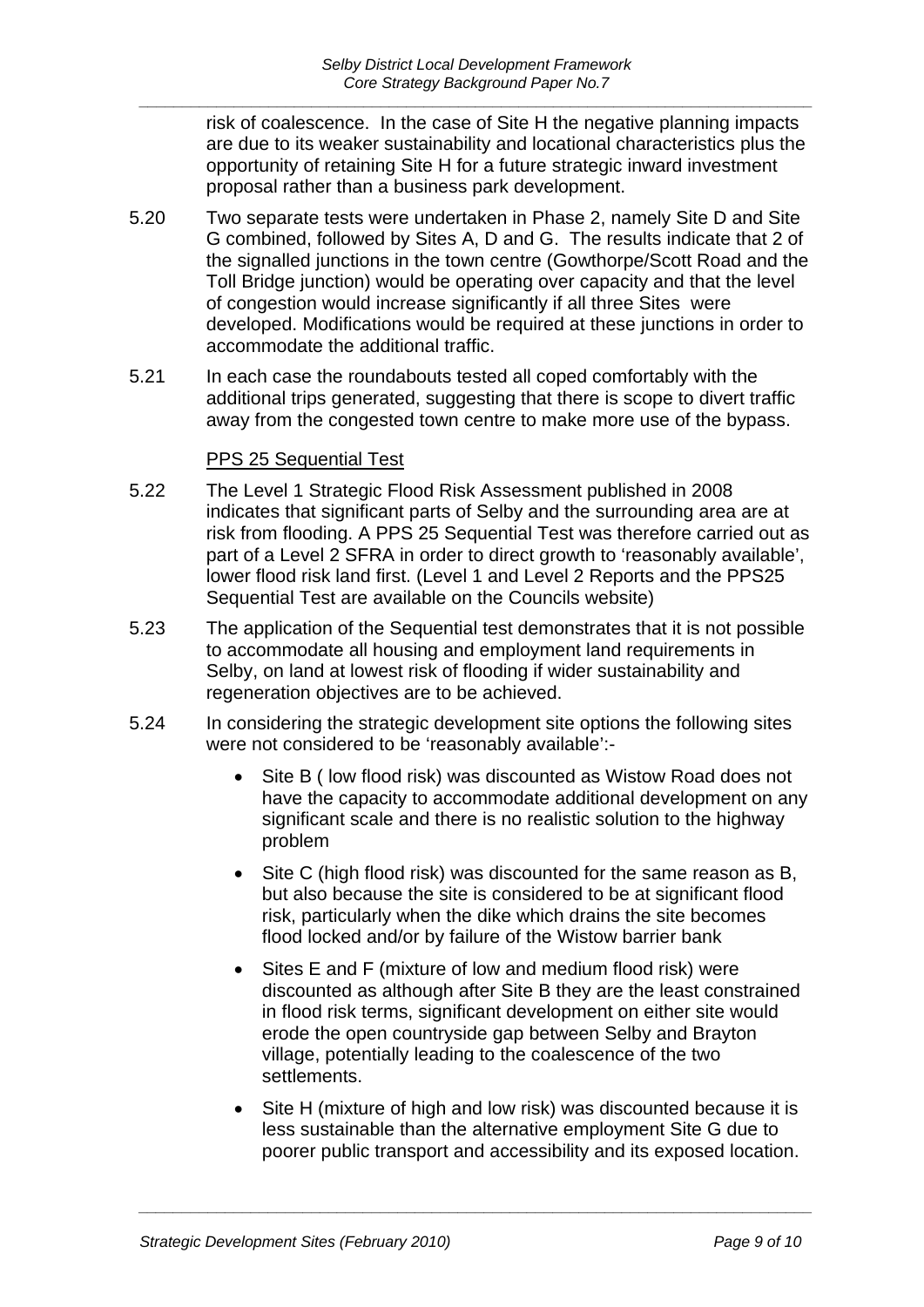risk of coalescence. In the case of Site H the negative planning impacts are due to its weaker sustainability and locational characteristics plus the opportunity of retaining Site H for a future strategic inward investment proposal rather than a business park development.

5.20 Two separate tests were undertaken in Phase 2, namely Site D and Site G combined, followed by Sites A, D and G. The results indicate that 2 of the signalled junctions in the town centre (Gowthorpe/Scott Road and the Toll Bridge junction) would be operating over capacity and that the level of congestion would increase significantly if all three Sites were developed. Modifications would be required at these junctions in order to accommodate the additional traffic.

5.21 In each case the roundabouts tested all coped comfortably with the additional trips generated, suggesting that there is scope to divert traffic away from the congested town centre to make more use of the bypass.

PPS 25 Sequential Test

5.22 The Level 1 Strategic Flood Risk Assessment published in 2008 indicates that significant parts of Selby and the surrounding area are at risk from flooding. A PPS 25 Sequential Test was therefore carried out as part of a Level 2 SFRA in order to direct growth to 'reasonably available', lower flood risk land first. (Level 1 and Level 2 Reports and the PPS25 Sequential Test are available on the Councils website)

5.23 The application of the Sequential test demonstrates that it is not possible to accommodate all housing and employment land requirements in Selby, on land at lowest risk of flooding if wider sustainability and regeneration objectives are to be achieved.

5.24 In considering the strategic development site options the following sites were not considered to be 'reasonably available':-

- Site B ( low flood risk) was discounted as Wistow Road does not have the capacity to accommodate additional development on any significant scale and there is no realistic solution to the highway problem
- Site C (high flood risk) was discounted for the same reason as B, but also because the site is considered to be at significant flood risk, particularly when the dike which drains the site becomes flood locked and/or by failure of the Wistow barrier bank
- Sites E and F (mixture of low and medium flood risk) were discounted as although after Site B they are the least constrained in flood risk terms, significant development on either site would erode the open countryside gap between Selby and Brayton village, potentially leading to the coalescence of the two settlements.
- Site H (mixture of high and low risk) was discounted because it is less sustainable than the alternative employment Site G due to poorer public transport and accessibility and its exposed location.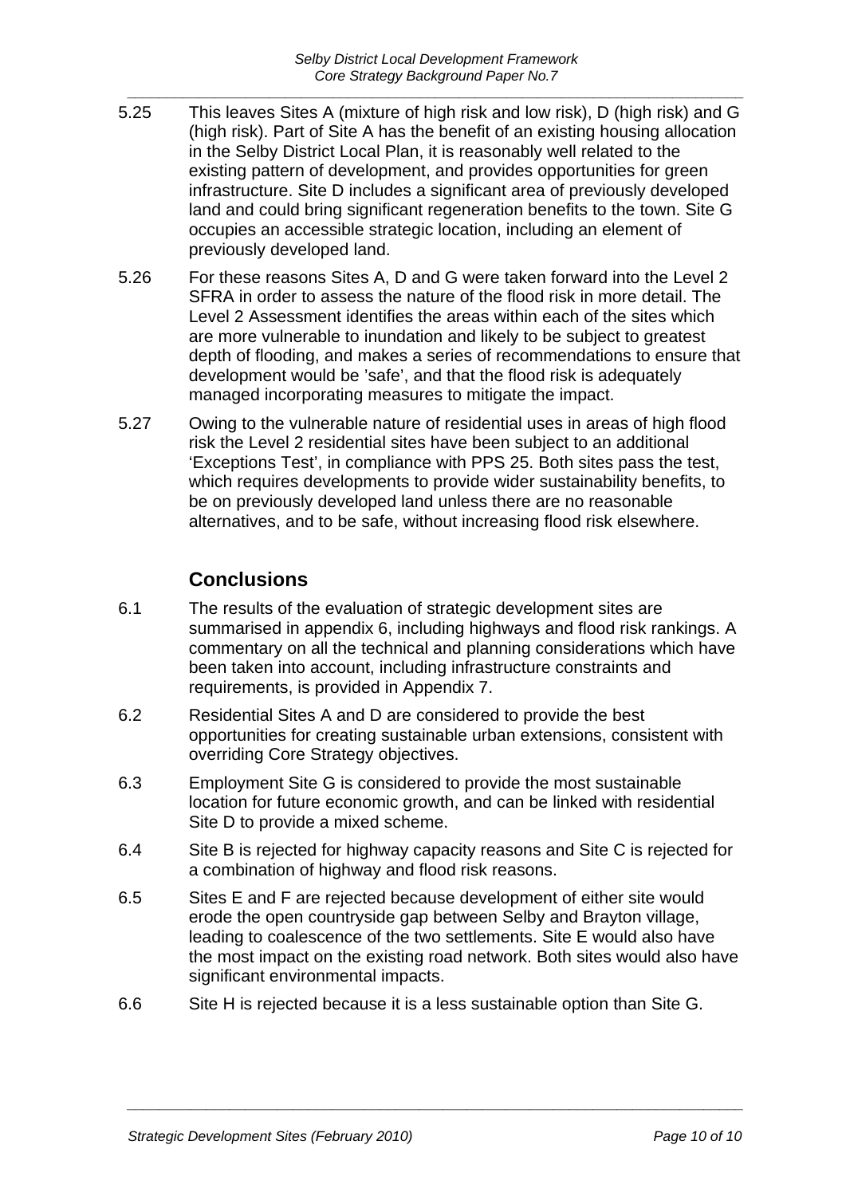5.25 This leaves Sites A (mixture of high risk and low risk), D (high risk) and G (high risk). Part of Site A has the benefit of an existing housing allocation in the Selby District Local Plan, it is reasonably well related to the existing pattern of development, and provides opportunities for green infrastructure. Site D includes a significant area of previously developed land and could bring significant regeneration benefits to the town. Site G occupies an accessible strategic location, including an element of previously developed land.

5.26 For these reasons Sites A, D and G were taken forward into the Level 2 SFRA in order to assess the nature of the flood risk in more detail. The Level 2 Assessment identifies the areas within each of the sites which are more vulnerable to inundation and likely to be subject to greatest depth of flooding, and makes a series of recommendations to ensure that development would be 'safe', and that the flood risk is adequately managed incorporating measures to mitigate the impact.

5.27 Owing to the vulnerable nature of residential uses in areas of high flood risk the Level 2 residential sites have been subject to an additional 'Exceptions Test', in compliance with PPS 25. Both sites pass the test, which requires developments to provide wider sustainability benefits, to be on previously developed land unless there are no reasonable alternatives, and to be safe, without increasing flood risk elsewhere.

## Conclusions

6.1 The results of the evaluation of strategic development sites are summarised in appendix 6, including highways and flood risk rankings. A commentary on all the technical and planning considerations which have been taken into account, including infrastructure constraints and requirements, is provided in Appendix 7.

6.2 Residential Sites A and D are considered to provide the best opportunities for creating sustainable urban extensions, consistent with overriding Core Strategy objectives.

6.3 Employment Site G is considered to provide the most sustainable location for future economic growth, and can be linked with residential Site D to provide a mixed scheme.

6.4 Site B is rejected for highway capacity reasons and Site C is rejected for a combination of highway and flood risk reasons.

6.5 Sites E and F are rejected because development of either site would erode the open countryside gap between Selby and Brayton village, leading to coalescence of the two settlements. Site E would also have the most impact on the existing road network. Both sites would also have significant environmental impacts.

6.6 Site H is rejected because it is a less sustainable option than Site G.